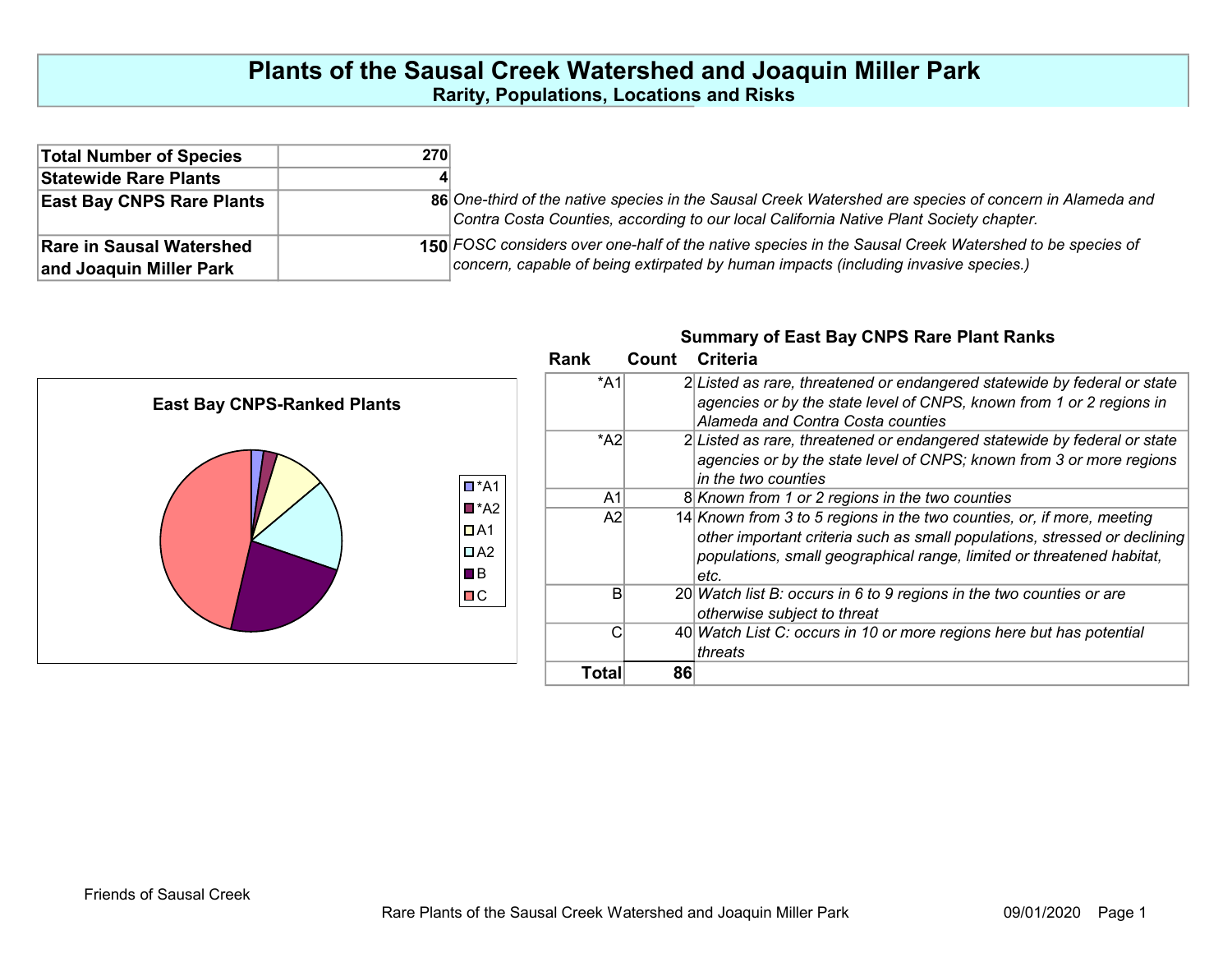# Plants of the Sausal Creek Watershed and Joaquin Miller Park

## Rarity, Populations, Locations and Risks

| | | |
|---|---|---|
| **Total Number of Species** | **270** | |
| **Statewide Rare Plants** | **4** | |
| **East Bay CNPS Rare Plants** | **86** | *One-third of the native species in the Sausal Creek Watershed are species of concern in Alameda and Contra Costa Counties, according to our local California Native Plant Society chapter.* |
| **Rare in Sausal Watershed and Joaquin Miller Park** | **150** | *FOSC considers over one-half of the native species in the Sausal Creek Watershed to be species of concern, capable of being extirpated by human impacts (including invasive species.)* |

**East Bay CNPS-Ranked Plants**

*A1, *A2, A1, A2, B, C

### Summary of East Bay CNPS Rare Plant Ranks

| Rank | Count | Criteria |
|---|---|---|
| *A1 | 2 | *Listed as rare, threatened or endangered statewide by federal or state agencies or by the state level of CNPS, known from 1 or 2 regions in Alameda and Contra Costa counties* |
| *A2 | 2 | *Listed as rare, threatened or endangered statewide by federal or state agencies or by the state level of CNPS; known from 3 or more regions in the two counties* |
| A1 | 8 | *Known from 1 or 2 regions in the two counties* |
| A2 | 14 | *Known from 3 to 5 regions in the two counties, or, if more, meeting other important criteria such as small populations, stressed or declining populations, small geographical range, limited or threatened habitat, etc.* |
| B | 20 | *Watch list B: occurs in 6 to 9 regions in the two counties or are otherwise subject to threat* |
| C | 40 | *Watch List C: occurs in 10 or more regions here but has potential threats* |
| **Total** | **86** | |

Friends of Sausal Creek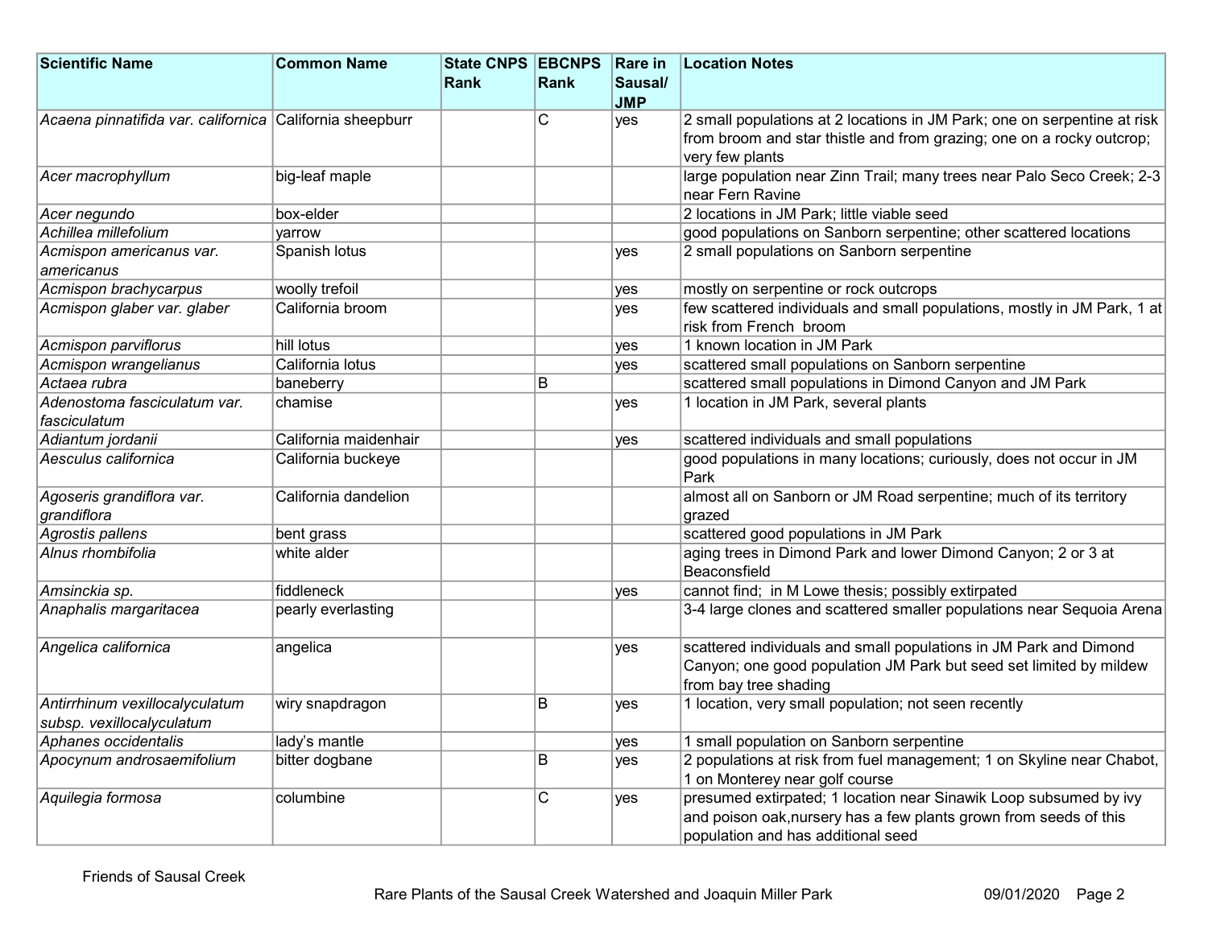| Scientific Name | Common Name | State CNPS Rank | EBCNPS Rank | Rare in Sausal/ JMP | Location Notes |
|---|---|---|---|---|---|
| *Acaena pinnatifida var. californica* | California sheepburr | | C | yes | 2 small populations at 2 locations in JM Park; one on serpentine at risk from broom and star thistle and from grazing; one on a rocky outcrop; very few plants |
| *Acer macrophyllum* | big-leaf maple | | | | large population near Zinn Trail; many trees near Palo Seco Creek; 2-3 near Fern Ravine |
| *Acer negundo* | box-elder | | | | 2 locations in JM Park; little viable seed |
| *Achillea millefolium* | yarrow | | | | good populations on Sanborn serpentine; other scattered locations |
| *Acmispon americanus var. americanus* | Spanish lotus | | | yes | 2 small populations on Sanborn serpentine |
| *Acmispon brachycarpus* | woolly trefoil | | | yes | mostly on serpentine or rock outcrops |
| *Acmispon glaber var. glaber* | California broom | | | yes | few scattered individuals and small populations, mostly in JM Park, 1 at risk from French broom |
| *Acmispon parviflorus* | hill lotus | | | yes | 1 known location in JM Park |
| *Acmispon wrangelianus* | California lotus | | | yes | scattered small populations on Sanborn serpentine |
| *Actaea rubra* | baneberry | | B | | scattered small populations in Dimond Canyon and JM Park |
| *Adenostoma fasciculatum var. fasciculatum* | chamise | | | yes | 1 location in JM Park, several plants |
| *Adiantum jordanii* | California maidenhair | | | yes | scattered individuals and small populations |
| *Aesculus californica* | California buckeye | | | | good populations in many locations; curiously, does not occur in JM Park |
| *Agoseris grandiflora var. grandiflora* | California dandelion | | | | almost all on Sanborn or JM Road serpentine; much of its territory grazed |
| *Agrostis pallens* | bent grass | | | | scattered good populations in JM Park |
| *Alnus rhombifolia* | white alder | | | | aging trees in Dimond Park and lower Dimond Canyon; 2 or 3 at Beaconsfield |
| *Amsinckia sp.* | fiddleneck | | | yes | cannot find; in M Lowe thesis; possibly extirpated |
| *Anaphalis margaritacea* | pearly everlasting | | | | 3-4 large clones and scattered smaller populations near Sequoia Arena |
| *Angelica californica* | angelica | | | yes | scattered individuals and small populations in JM Park and Dimond Canyon; one good population JM Park but seed set limited by mildew from bay tree shading |
| *Antirrhinum vexillocalyculatum subsp. vexillocalyculatum* | wiry snapdragon | | B | yes | 1 location, very small population; not seen recently |
| *Aphanes occidentalis* | lady's mantle | | | yes | 1 small population on Sanborn serpentine |
| *Apocynum androsaemifolium* | bitter dogbane | | B | yes | 2 populations at risk from fuel management; 1 on Skyline near Chabot, 1 on Monterey near golf course |
| *Aquilegia formosa* | columbine | | C | yes | presumed extirpated; 1 location near Sinawik Loop subsumed by ivy and poison oak,nursery has a few plants grown from seeds of this population and has additional seed |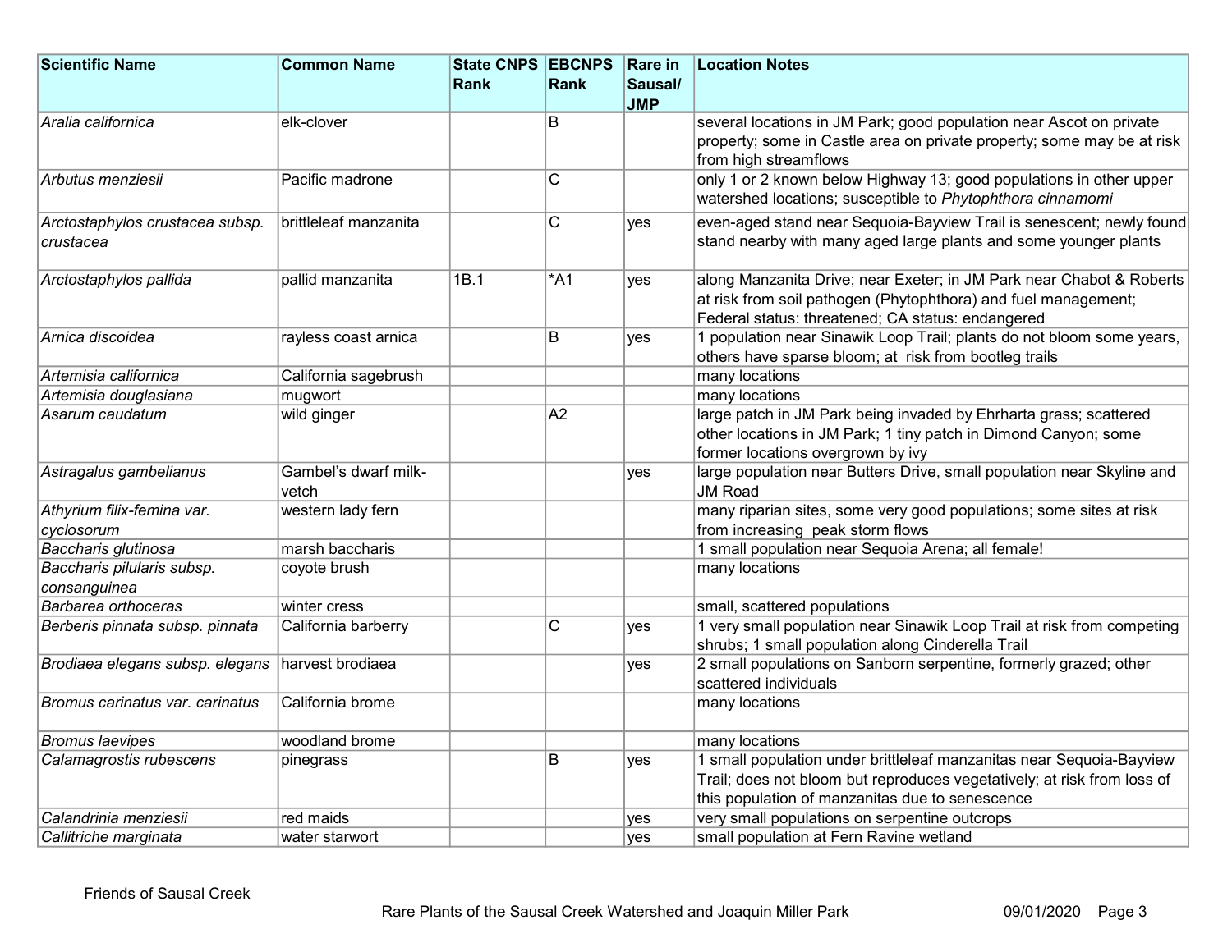| Scientific Name | Common Name | State CNPS Rank | EBCNPS Rank | Rare in Sausal/ JMP | Location Notes |
|---|---|---|---|---|---|
| *Aralia californica* | elk-clover | | B | | several locations in JM Park; good population near Ascot on private property; some in Castle area on private property; some may be at risk from high streamflows |
| *Arbutus menziesii* | Pacific madrone | | C | | only 1 or 2 known below Highway 13; good populations in other upper watershed locations; susceptible to *Phytophthora cinnamomi* |
| *Arctostaphylos crustacea subsp. crustacea* | brittleleaf manzanita | | C | yes | even-aged stand near Sequoia-Bayview Trail is senescent; newly found stand nearby with many aged large plants and some younger plants |
| *Arctostaphylos pallida* | pallid manzanita | 1B.1 | *A1 | yes | along Manzanita Drive; near Exeter; in JM Park near Chabot & Roberts at risk from soil pathogen (Phytophthora) and fuel management; Federal status: threatened; CA status: endangered |
| *Arnica discoidea* | rayless coast arnica | | B | yes | 1 population near Sinawik Loop Trail; plants do not bloom some years, others have sparse bloom; at risk from bootleg trails |
| *Artemisia californica* | California sagebrush | | | | many locations |
| *Artemisia douglasiana* | mugwort | | | | many locations |
| *Asarum caudatum* | wild ginger | | A2 | | large patch in JM Park being invaded by Ehrharta grass; scattered other locations in JM Park; 1 tiny patch in Dimond Canyon; some former locations overgrown by ivy |
| *Astragalus gambelianus* | Gambel's dwarf milk-vetch | | | yes | large population near Butters Drive, small population near Skyline and JM Road |
| *Athyrium filix-femina var. cyclosorum* | western lady fern | | | | many riparian sites, some very good populations; some sites at risk from increasing peak storm flows |
| *Baccharis glutinosa* | marsh baccharis | | | | 1 small population near Sequoia Arena; all female! |
| *Baccharis pilularis subsp. consanguinea* | coyote brush | | | | many locations |
| *Barbarea orthoceras* | winter cress | | | | small, scattered populations |
| *Berberis pinnata subsp. pinnata* | California barberry | | C | yes | 1 very small population near Sinawik Loop Trail at risk from competing shrubs; 1 small population along Cinderella Trail |
| *Brodiaea elegans subsp. elegans* | harvest brodiaea | | | yes | 2 small populations on Sanborn serpentine, formerly grazed; other scattered individuals |
| *Bromus carinatus var. carinatus* | California brome | | | | many locations |
| *Bromus laevipes* | woodland brome | | | | many locations |
| *Calamagrostis rubescens* | pinegrass | | B | yes | 1 small population under brittleleaf manzanitas near Sequoia-Bayview Trail; does not bloom but reproduces vegetatively; at risk from loss of this population of manzanitas due to senescence |
| *Calandrinia menziesii* | red maids | | | yes | very small populations on serpentine outcrops |
| *Callitriche marginata* | water starwort | | | yes | small population at Fern Ravine wetland |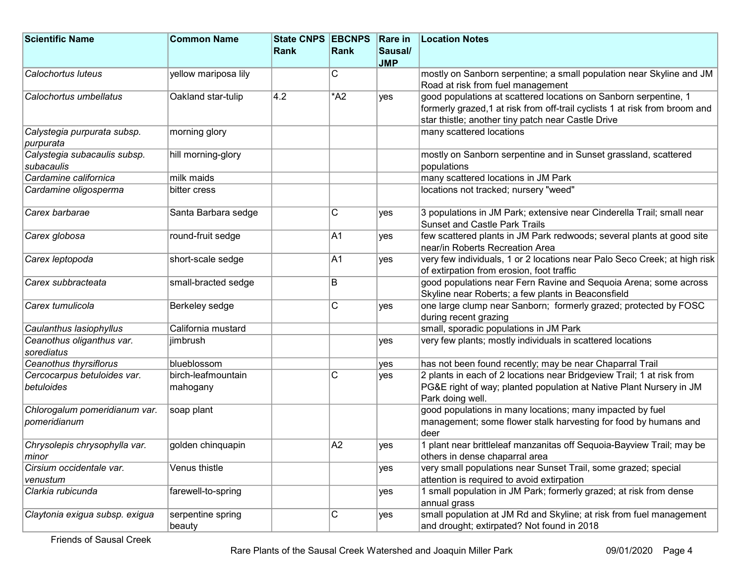| Scientific Name | Common Name | State CNPS Rank | EBCNPS Rank | Rare in Sausal/ JMP | Location Notes |
|---|---|---|---|---|---|
| *Calochortus luteus* | yellow mariposa lily | | C | | mostly on Sanborn serpentine; a small population near Skyline and JM Road at risk from fuel management |
| *Calochortus umbellatus* | Oakland star-tulip | 4.2 | *A2 | yes | good populations at scattered locations on Sanborn serpentine, 1 formerly grazed,1 at risk from off-trail cyclists 1 at risk from broom and star thistle; another tiny patch near Castle Drive |
| *Calystegia purpurata subsp. purpurata* | morning glory | | | | many scattered locations |
| *Calystegia subacaulis subsp. subacaulis* | hill morning-glory | | | | mostly on Sanborn serpentine and in Sunset grassland, scattered populations |
| *Cardamine californica* | milk maids | | | | many scattered locations in JM Park |
| *Cardamine oligosperma* | bitter cress | | | | locations not tracked; nursery "weed" |
| *Carex barbarae* | Santa Barbara sedge | | C | yes | 3 populations in JM Park; extensive near Cinderella Trail; small near Sunset and Castle Park Trails |
| *Carex globosa* | round-fruit sedge | | A1 | yes | few scattered plants in JM Park redwoods; several plants at good site near/in Roberts Recreation Area |
| *Carex leptopoda* | short-scale sedge | | A1 | yes | very few individuals, 1 or 2 locations near Palo Seco Creek; at high risk of extirpation from erosion, foot traffic |
| *Carex subbracteata* | small-bracted sedge | | B | | good populations near Fern Ravine and Sequoia Arena; some across Skyline near Roberts; a few plants in Beaconsfield |
| *Carex tumulicola* | Berkeley sedge | | C | yes | one large clump near Sanborn; formerly grazed; protected by FOSC during recent grazing |
| *Caulanthus lasiophyllus* | California mustard | | | | small, sporadic populations in JM Park |
| *Ceanothus oliganthus var. sorediatus* | jimbrush | | | yes | very few plants; mostly individuals in scattered locations |
| *Ceanothus thyrsiflorus* | blueblossom | | | yes | has not been found recently; may be near Chaparral Trail |
| *Cercocarpus betuloides var. betuloides* | birch-leafmountain mahogany | | C | yes | 2 plants in each of 2 locations near Bridgeview Trail; 1 at risk from PG&E right of way; planted population at Native Plant Nursery in JM Park doing well. |
| *Chlorogalum pomeridianum var. pomeridianum* | soap plant | | | | good populations in many locations; many impacted by fuel management; some flower stalk harvesting for food by humans and deer |
| *Chrysolepis chrysophylla var. minor* | golden chinquapin | | A2 | yes | 1 plant near brittleleaf manzanitas off Sequoia-Bayview Trail; may be others in dense chaparral area |
| *Cirsium occidentale var. venustum* | Venus thistle | | | yes | very small populations near Sunset Trail, some grazed; special attention is required to avoid extirpation |
| *Clarkia rubicunda* | farewell-to-spring | | | yes | 1 small population in JM Park; formerly grazed; at risk from dense annual grass |
| *Claytonia exigua subsp. exigua* | serpentine spring beauty | | C | yes | small population at JM Rd and Skyline; at risk from fuel management and drought; extirpated? Not found in 2018 |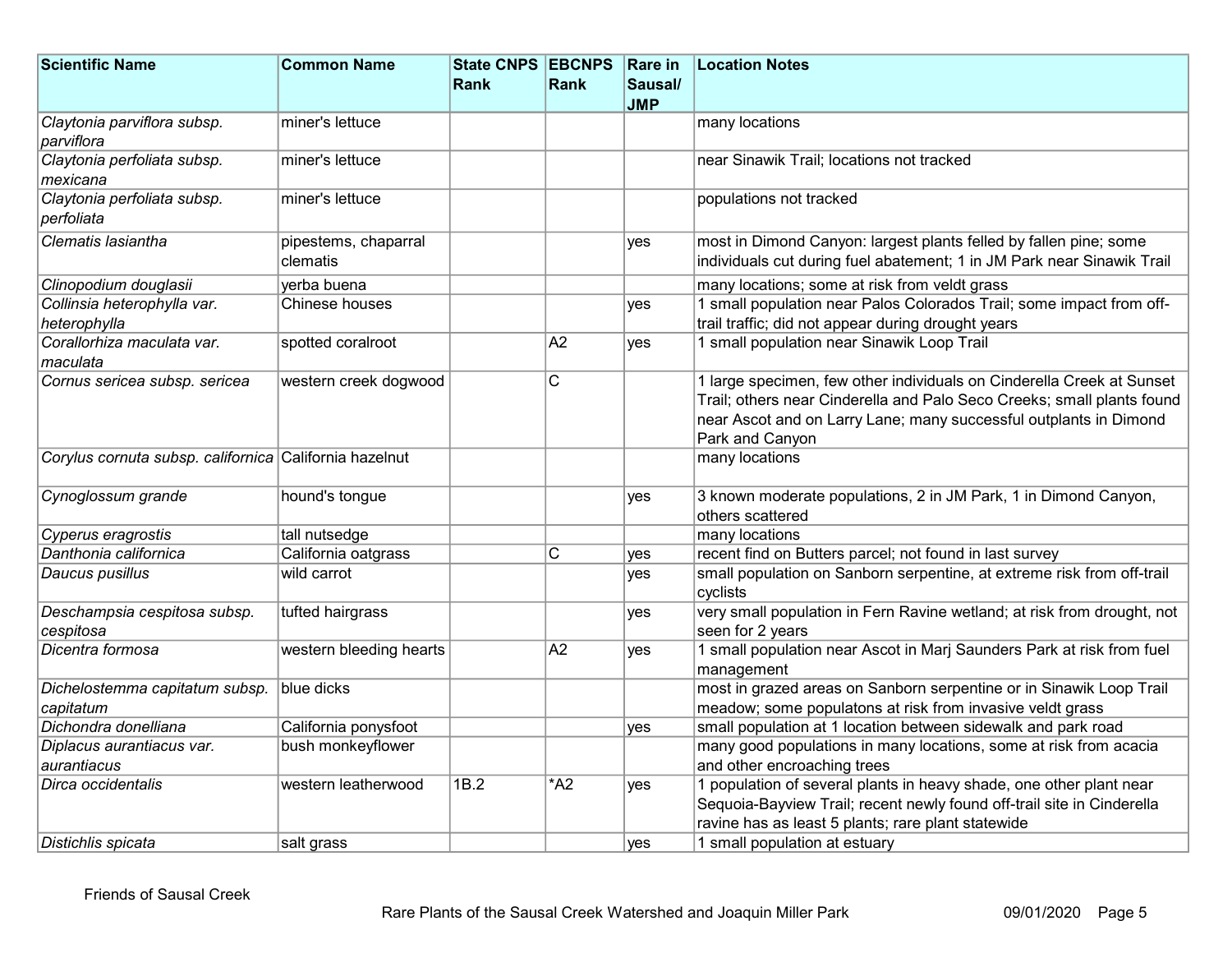| Scientific Name | Common Name | State CNPS Rank | EBCNPS Rank | Rare in Sausal/ JMP | Location Notes |
|---|---|---|---|---|---|
| *Claytonia parviflora subsp. parviflora* | miner's lettuce | | | | many locations |
| *Claytonia perfoliata subsp. mexicana* | miner's lettuce | | | | near Sinawik Trail; locations not tracked |
| *Claytonia perfoliata subsp. perfoliata* | miner's lettuce | | | | populations not tracked |
| *Clematis lasiantha* | pipestems, chaparral clematis | | | yes | most in Dimond Canyon: largest plants felled by fallen pine; some individuals cut during fuel abatement; 1 in JM Park near Sinawik Trail |
| *Clinopodium douglasii* | yerba buena | | | | many locations; some at risk from veldt grass |
| *Collinsia heterophylla var. heterophylla* | Chinese houses | | | yes | 1 small population near Palos Colorados Trail; some impact from off-trail traffic; did not appear during drought years |
| *Corallorhiza maculata var. maculata* | spotted coralroot | | A2 | yes | 1 small population near Sinawik Loop Trail |
| *Cornus sericea subsp. sericea* | western creek dogwood | | C | | 1 large specimen, few other individuals on Cinderella Creek at Sunset Trail; others near Cinderella and Palo Seco Creeks; small plants found near Ascot and on Larry Lane; many successful outplants in Dimond Park and Canyon |
| *Corylus cornuta subsp. californica* | California hazelnut | | | | many locations |
| *Cynoglossum grande* | hound's tongue | | | yes | 3 known moderate populations, 2 in JM Park, 1 in Dimond Canyon, others scattered |
| *Cyperus eragrostis* | tall nutsedge | | | | many locations |
| *Danthonia californica* | California oatgrass | | C | yes | recent find on Butters parcel; not found in last survey |
| *Daucus pusillus* | wild carrot | | | yes | small population on Sanborn serpentine, at extreme risk from off-trail cyclists |
| *Deschampsia cespitosa subsp. cespitosa* | tufted hairgrass | | | yes | very small population in Fern Ravine wetland; at risk from drought, not seen for 2 years |
| *Dicentra formosa* | western bleeding hearts | | A2 | yes | 1 small population near Ascot in Marj Saunders Park at risk from fuel management |
| *Dichelostemma capitatum subsp. capitatum* | blue dicks | | | | most in grazed areas on Sanborn serpentine or in Sinawik Loop Trail meadow; some populatons at risk from invasive veldt grass |
| *Dichondra donelliana* | California ponysfoot | | | yes | small population at 1 location between sidewalk and park road |
| *Diplacus aurantiacus var. aurantiacus* | bush monkeyflower | | | | many good populations in many locations, some at risk from acacia and other encroaching trees |
| *Dirca occidentalis* | western leatherwood | 1B.2 | *A2 | yes | 1 population of several plants in heavy shade, one other plant near Sequoia-Bayview Trail; recent newly found off-trail site in Cinderella ravine has as least 5 plants; rare plant statewide |
| *Distichlis spicata* | salt grass | | | yes | 1 small population at estuary |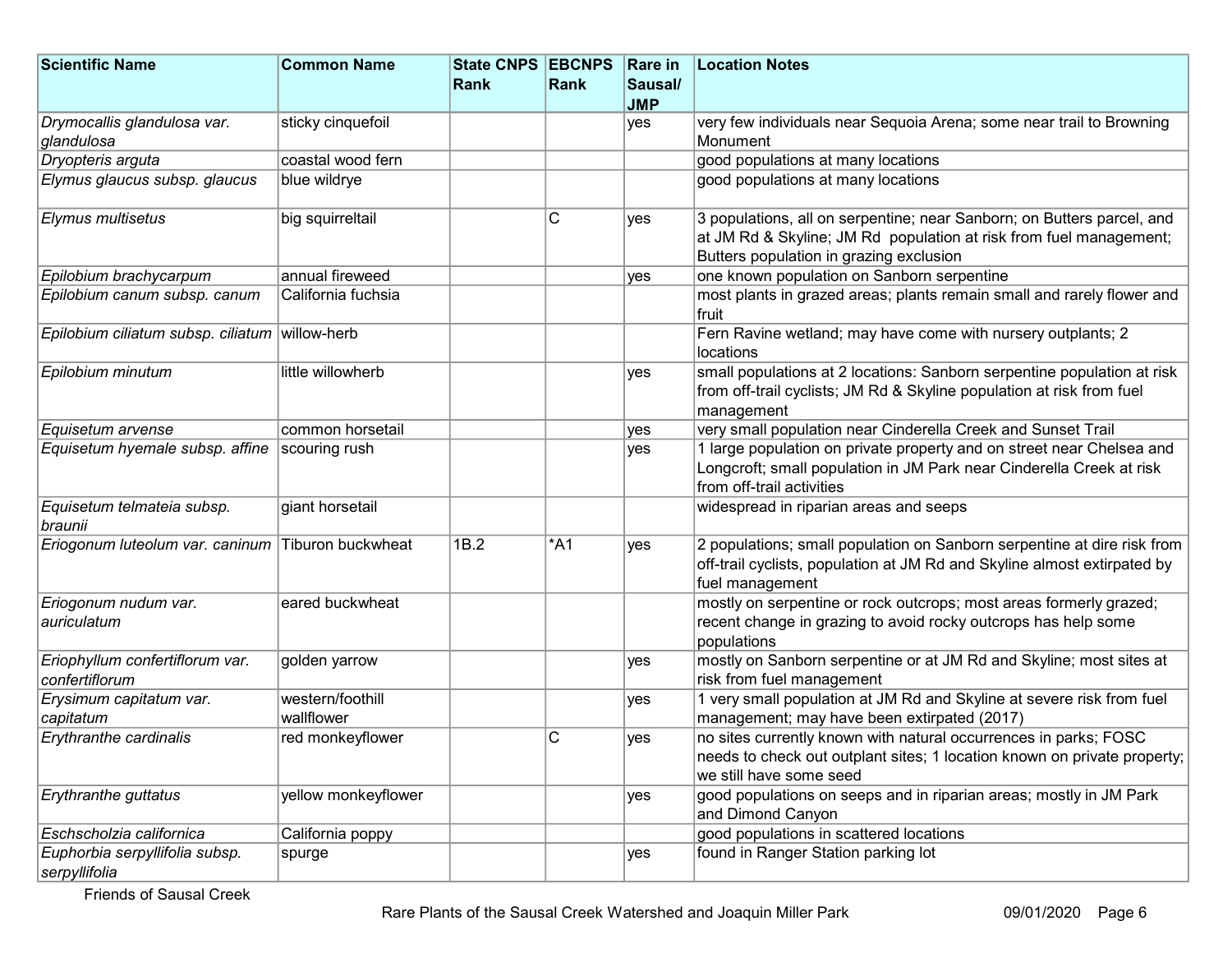| Scientific Name | Common Name | State CNPS Rank | EBCNPS Rank | Rare in Sausal/ JMP | Location Notes |
|---|---|---|---|---|---|
| *Drymocallis glandulosa var. glandulosa* | sticky cinquefoil | | | yes | very few individuals near Sequoia Arena; some near trail to Browning Monument |
| *Dryopteris arguta* | coastal wood fern | | | | good populations at many locations |
| *Elymus glaucus subsp. glaucus* | blue wildrye | | | | good populations at many locations |
| *Elymus multisetus* | big squirreltail | | C | yes | 3 populations, all on serpentine; near Sanborn; on Butters parcel, and at JM Rd & Skyline; JM Rd population at risk from fuel management; Butters population in grazing exclusion |
| *Epilobium brachycarpum* | annual fireweed | | | yes | one known population on Sanborn serpentine |
| *Epilobium canum subsp. canum* | California fuchsia | | | | most plants in grazed areas; plants remain small and rarely flower and fruit |
| *Epilobium ciliatum subsp. ciliatum* | willow-herb | | | | Fern Ravine wetland; may have come with nursery outplants; 2 locations |
| *Epilobium minutum* | little willowherb | | | yes | small populations at 2 locations: Sanborn serpentine population at risk from off-trail cyclists; JM Rd & Skyline population at risk from fuel management |
| *Equisetum arvense* | common horsetail | | | yes | very small population near Cinderella Creek and Sunset Trail |
| *Equisetum hyemale subsp. affine* | scouring rush | | | yes | 1 large population on private property and on street near Chelsea and Longcroft; small population in JM Park near Cinderella Creek at risk from off-trail activities |
| *Equisetum telmateia subsp. braunii* | giant horsetail | | | | widespread in riparian areas and seeps |
| *Eriogonum luteolum var. caninum* | Tiburon buckwheat | 1B.2 | *A1 | yes | 2 populations; small population on Sanborn serpentine at dire risk from off-trail cyclists, population at JM Rd and Skyline almost extirpated by fuel management |
| *Eriogonum nudum var. auriculatum* | eared buckwheat | | | | mostly on serpentine or rock outcrops; most areas formerly grazed; recent change in grazing to avoid rocky outcrops has help some populations |
| *Eriophyllum confertiflorum var. confertiflorum* | golden yarrow | | | yes | mostly on Sanborn serpentine or at JM Rd and Skyline; most sites at risk from fuel management |
| *Erysimum capitatum var. capitatum* | western/foothill wallflower | | | yes | 1 very small population at JM Rd and Skyline at severe risk from fuel management; may have been extirpated (2017) |
| *Erythranthe cardinalis* | red monkeyflower | | C | yes | no sites currently known with natural occurrences in parks; FOSC needs to check out outplant sites; 1 location known on private property; we still have some seed |
| *Erythranthe guttatus* | yellow monkeyflower | | | yes | good populations on seeps and in riparian areas; mostly in JM Park and Dimond Canyon |
| *Eschscholzia californica* | California poppy | | | | good populations in scattered locations |
| *Euphorbia serpyllifolia subsp. serpyllifolia* | spurge | | | yes | found in Ranger Station parking lot |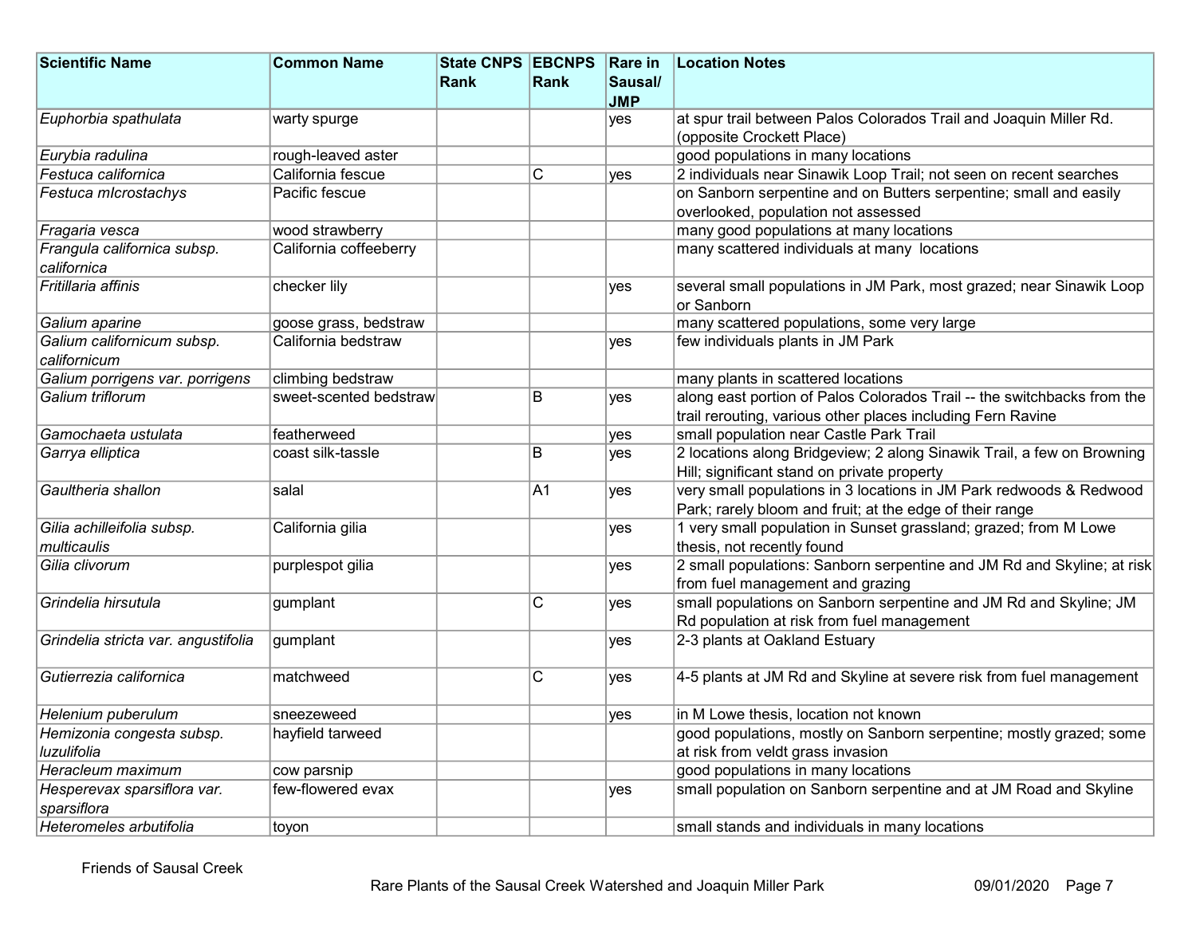| Scientific Name | Common Name | State CNPS Rank | EBCNPS Rank | Rare in Sausal/ JMP | Location Notes |
|---|---|---|---|---|---|
| *Euphorbia spathulata* | warty spurge | | | yes | at spur trail between Palos Colorados Trail and Joaquin Miller Rd. (opposite Crockett Place) |
| *Eurybia radulina* | rough-leaved aster | | | | good populations in many locations |
| *Festuca californica* | California fescue | | C | yes | 2 individuals near Sinawik Loop Trail; not seen on recent searches |
| *Festuca mIcrostachys* | Pacific fescue | | | | on Sanborn serpentine and on Butters serpentine; small and easily overlooked, population not assessed |
| *Fragaria vesca* | wood strawberry | | | | many good populations at many locations |
| *Frangula californica subsp. californica* | California coffeeberry | | | | many scattered individuals at many locations |
| *Fritillaria affinis* | checker lily | | | yes | several small populations in JM Park, most grazed; near Sinawik Loop or Sanborn |
| *Galium aparine* | goose grass, bedstraw | | | | many scattered populations, some very large |
| *Galium californicum subsp. californicum* | California bedstraw | | | yes | few individuals plants in JM Park |
| *Galium porrigens var. porrigens* | climbing bedstraw | | | | many plants in scattered locations |
| *Galium triflorum* | sweet-scented bedstraw | | B | yes | along east portion of Palos Colorados Trail -- the switchbacks from the trail rerouting, various other places including Fern Ravine |
| *Gamochaeta ustulata* | featherweed | | | yes | small population near Castle Park Trail |
| *Garrya elliptica* | coast silk-tassle | | B | yes | 2 locations along Bridgeview; 2 along Sinawik Trail, a few on Browning Hill; significant stand on private property |
| *Gaultheria shallon* | salal | | A1 | yes | very small populations in 3 locations in JM Park redwoods & Redwood Park; rarely bloom and fruit; at the edge of their range |
| *Gilia achilleifolia subsp. multicaulis* | California gilia | | | yes | 1 very small population in Sunset grassland; grazed; from M Lowe thesis, not recently found |
| *Gilia clivorum* | purplespot gilia | | | yes | 2 small populations: Sanborn serpentine and JM Rd and Skyline; at risk from fuel management and grazing |
| *Grindelia hirsutula* | gumplant | | C | yes | small populations on Sanborn serpentine and JM Rd and Skyline; JM Rd population at risk from fuel management |
| *Grindelia stricta var. angustifolia* | gumplant | | | yes | 2-3 plants at Oakland Estuary |
| *Gutierrezia californica* | matchweed | | C | yes | 4-5 plants at JM Rd and Skyline at severe risk from fuel management |
| *Helenium puberulum* | sneezeweed | | | yes | in M Lowe thesis, location not known |
| *Hemizonia congesta subsp. luzulifolia* | hayfield tarweed | | | | good populations, mostly on Sanborn serpentine; mostly grazed; some at risk from veldt grass invasion |
| *Heracleum maximum* | cow parsnip | | | | good populations in many locations |
| *Hesperevax sparsiflora var. sparsiflora* | few-flowered evax | | | yes | small population on Sanborn serpentine and at JM Road and Skyline |
| *Heteromeles arbutifolia* | toyon | | | | small stands and individuals in many locations |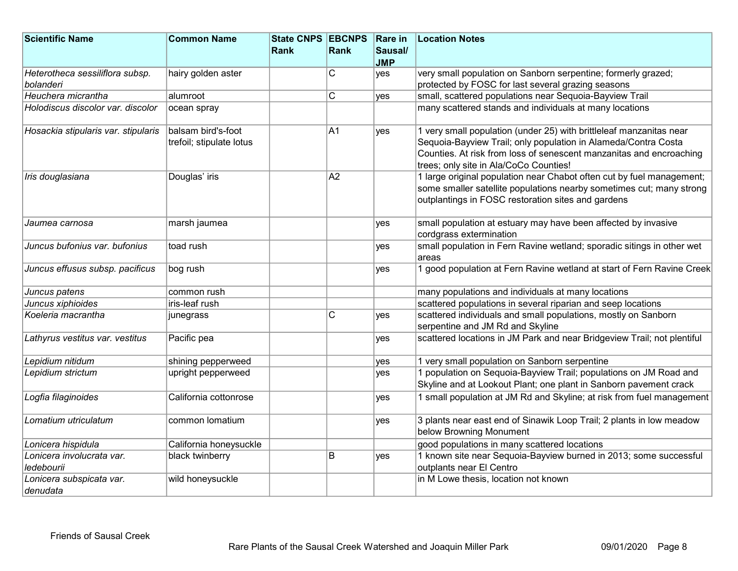| Scientific Name | Common Name | State CNPS Rank | EBCNPS Rank | Rare in Sausal/ JMP | Location Notes |
|---|---|---|---|---|---|
| *Heterotheca sessiliflora subsp. bolanderi* | hairy golden aster | | C | yes | very small population on Sanborn serpentine; formerly grazed; protected by FOSC for last several grazing seasons |
| *Heuchera micrantha* | alumroot | | C | yes | small, scattered populations near Sequoia-Bayview Trail |
| *Holodiscus discolor var. discolor* | ocean spray | | | | many scattered stands and individuals at many locations |
| *Hosackia stipularis var. stipularis* | balsam bird's-foot trefoil; stipulate lotus | | A1 | yes | 1 very small population (under 25) with brittleleaf manzanitas near Sequoia-Bayview Trail; only population in Alameda/Contra Costa Counties. At risk from loss of senescent manzanitas and encroaching trees; only site in Ala/CoCo Counties! |
| *Iris douglasiana* | Douglas' iris | | A2 | | 1 large original population near Chabot often cut by fuel management; some smaller satellite populations nearby sometimes cut; many strong outplantings in FOSC restoration sites and gardens |
| *Jaumea carnosa* | marsh jaumea | | | yes | small population at estuary may have been affected by invasive cordgrass extermination |
| *Juncus bufonius var. bufonius* | toad rush | | | yes | small population in Fern Ravine wetland; sporadic sitings in other wet areas |
| *Juncus effusus subsp. pacificus* | bog rush | | | yes | 1 good population at Fern Ravine wetland at start of Fern Ravine Creek |
| *Juncus patens* | common rush | | | | many populations and individuals at many locations |
| *Juncus xiphioides* | iris-leaf rush | | | | scattered populations in several riparian and seep locations |
| *Koeleria macrantha* | junegrass | | C | yes | scattered individuals and small populations, mostly on Sanborn serpentine and JM Rd and Skyline |
| *Lathyrus vestitus var. vestitus* | Pacific pea | | | yes | scattered locations in JM Park and near Bridgeview Trail; not plentiful |
| *Lepidium nitidum* | shining pepperweed | | | yes | 1 very small population on Sanborn serpentine |
| *Lepidium strictum* | upright pepperweed | | | yes | 1 population on Sequoia-Bayview Trail; populations on JM Road and Skyline and at Lookout Plant; one plant in Sanborn pavement crack |
| *Logfia filaginoides* | California cottonrose | | | yes | 1 small population at JM Rd and Skyline; at risk from fuel management |
| *Lomatium utriculatum* | common lomatium | | | yes | 3 plants near east end of Sinawik Loop Trail; 2 plants in low meadow below Browning Monument |
| *Lonicera hispidula* | California honeysuckle | | | | good populations in many scattered locations |
| *Lonicera involucrata var. ledebourii* | black twinberry | | B | yes | 1 known site near Sequoia-Bayview burned in 2013; some successful outplants near El Centro |
| *Lonicera subspicata var. denudata* | wild honeysuckle | | | | in M Lowe thesis, location not known |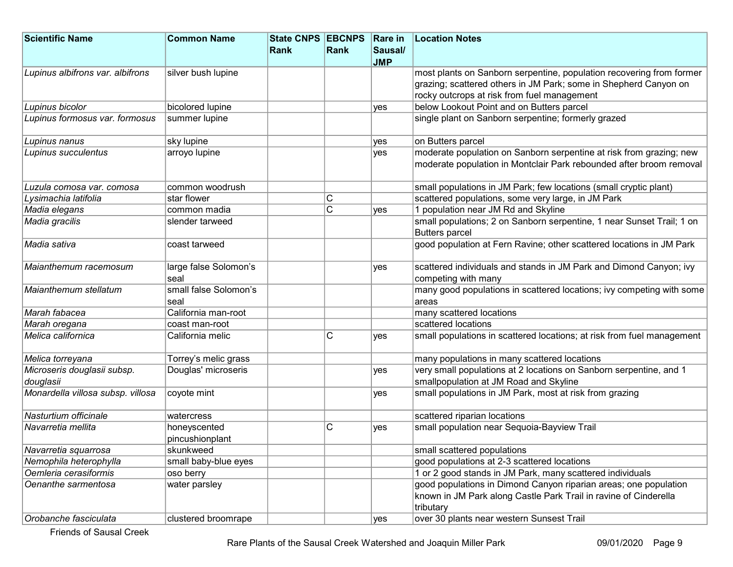| Scientific Name | Common Name | State CNPS Rank | EBCNPS Rank | Rare in Sausal/ JMP | Location Notes |
|---|---|---|---|---|---|
| *Lupinus albifrons var. albifrons* | silver bush lupine | | | | most plants on Sanborn serpentine, population recovering from former grazing; scattered others in JM Park; some in Shepherd Canyon on rocky outcrops at risk from fuel management |
| *Lupinus bicolor* | bicolored lupine | | | yes | below Lookout Point and on Butters parcel |
| *Lupinus formosus var. formosus* | summer lupine | | | | single plant on Sanborn serpentine; formerly grazed |
| *Lupinus nanus* | sky lupine | | | yes | on Butters parcel |
| *Lupinus succulentus* | arroyo lupine | | | yes | moderate population on Sanborn serpentine at risk from grazing; new moderate population in Montclair Park rebounded after broom removal |
| *Luzula comosa var. comosa* | common woodrush | | | | small populations in JM Park; few locations (small cryptic plant) |
| *Lysimachia latifolia* | star flower | | C | | scattered populations, some very large, in JM Park |
| *Madia elegans* | common madia | | C | yes | 1 population near JM Rd and Skyline |
| *Madia gracilis* | slender tarweed | | | | small populations; 2 on Sanborn serpentine, 1 near Sunset Trail; 1 on Butters parcel |
| *Madia sativa* | coast tarweed | | | | good population at Fern Ravine; other scattered locations in JM Park |
| *Maianthemum racemosum* | large false Solomon's seal | | | yes | scattered individuals and stands in JM Park and Dimond Canyon; ivy competing with many |
| *Maianthemum stellatum* | small false Solomon's seal | | | | many good populations in scattered locations; ivy competing with some areas |
| *Marah fabacea* | California man-root | | | | many scattered locations |
| *Marah oregana* | coast man-root | | | | scattered locations |
| *Melica californica* | California melic | | C | yes | small populations in scattered locations; at risk from fuel management |
| *Melica torreyana* | Torrey's melic grass | | | | many populations in many scattered locations |
| *Microseris douglasii subsp. douglasii* | Douglas' microseris | | | yes | very small populations at 2 locations on Sanborn serpentine, and 1 smallpopulation at JM Road and Skyline |
| *Monardella villosa subsp. villosa* | coyote mint | | | yes | small populations in JM Park, most at risk from grazing |
| *Nasturtium officinale* | watercress | | | | scattered riparian locations |
| *Navarretia mellita* | honeyscented pincushionplant | | C | yes | small population near Sequoia-Bayview Trail |
| *Navarretia squarrosa* | skunkweed | | | | small scattered populations |
| *Nemophila heterophylla* | small baby-blue eyes | | | | good populations at 2-3 scattered locations |
| *Oemleria cerasiformis* | oso berry | | | | 1 or 2 good stands in JM Park, many scattered individuals |
| *Oenanthe sarmentosa* | water parsley | | | | good populations in Dimond Canyon riparian areas; one population known in JM Park along Castle Park Trail in ravine of Cinderella tributary |
| *Orobanche fasciculata* | clustered broomrape | | | yes | over 30 plants near western Sunsest Trail |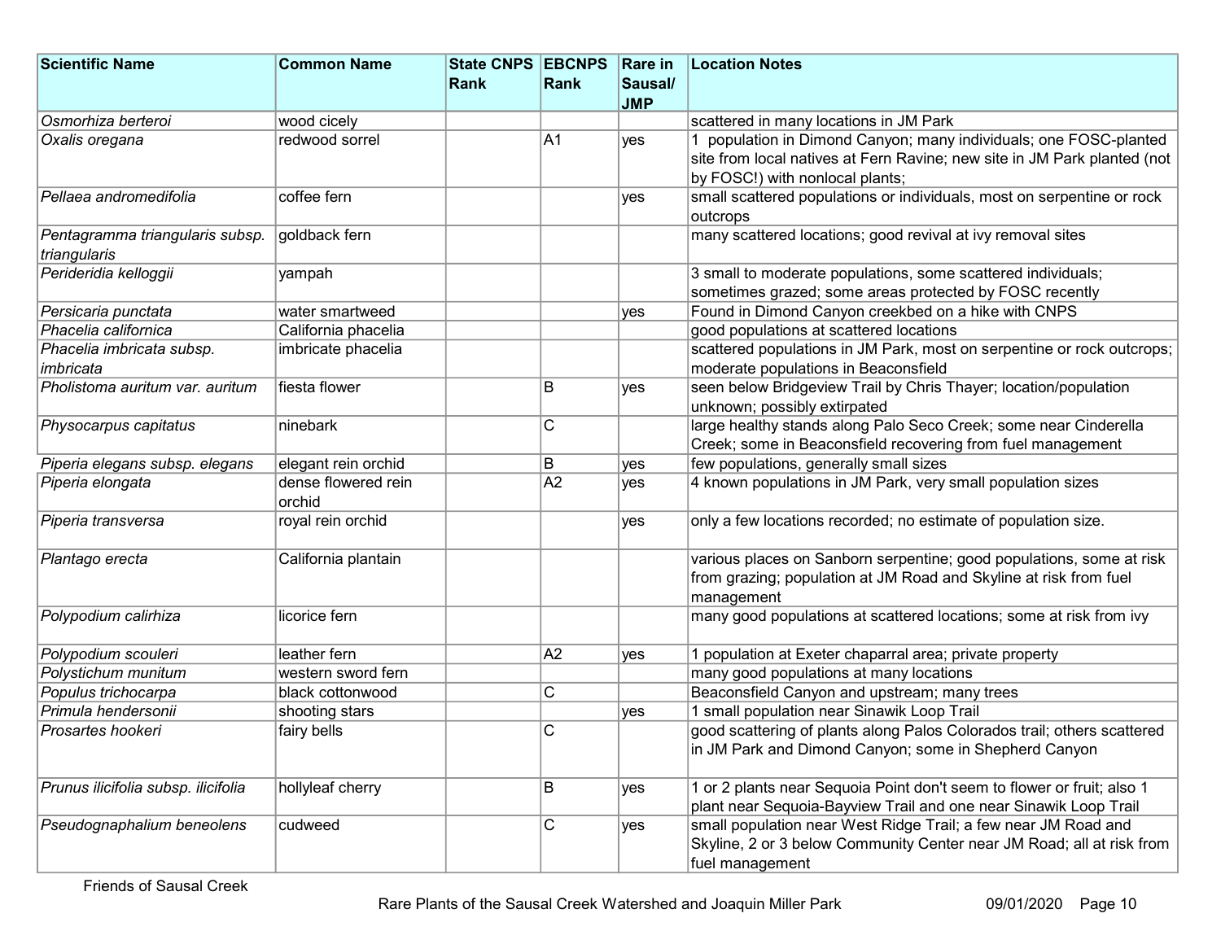| Scientific Name | Common Name | State CNPS Rank | EBCNPS Rank | Rare in Sausal/ JMP | Location Notes |
|---|---|---|---|---|---|
| *Osmorhiza berteroi* | wood cicely | | | | scattered in many locations in JM Park |
| *Oxalis oregana* | redwood sorrel | | A1 | yes | 1 population in Dimond Canyon; many individuals; one FOSC-planted site from local natives at Fern Ravine; new site in JM Park planted (not by FOSC!) with nonlocal plants; |
| *Pellaea andromedifolia* | coffee fern | | | yes | small scattered populations or individuals, most on serpentine or rock outcrops |
| *Pentagramma triangularis subsp. triangularis* | goldback fern | | | | many scattered locations; good revival at ivy removal sites |
| *Perideridia kelloggii* | yampah | | | | 3 small to moderate populations, some scattered individuals; sometimes grazed; some areas protected by FOSC recently |
| *Persicaria punctata* | water smartweed | | | yes | Found in Dimond Canyon creekbed on a hike with CNPS |
| *Phacelia californica* | California phacelia | | | | good populations at scattered locations |
| *Phacelia imbricata subsp. imbricata* | imbricate phacelia | | | | scattered populations in JM Park, most on serpentine or rock outcrops; moderate populations in Beaconsfield |
| *Pholistoma auritum var. auritum* | fiesta flower | | B | yes | seen below Bridgeview Trail by Chris Thayer; location/population unknown; possibly extirpated |
| *Physocarpus capitatus* | ninebark | | C | | large healthy stands along Palo Seco Creek; some near Cinderella Creek; some in Beaconsfield recovering from fuel management |
| *Piperia elegans subsp. elegans* | elegant rein orchid | | B | yes | few populations, generally small sizes |
| *Piperia elongata* | dense flowered rein orchid | | A2 | yes | 4 known populations in JM Park, very small population sizes |
| *Piperia transversa* | royal rein orchid | | | yes | only a few locations recorded; no estimate of population size. |
| *Plantago erecta* | California plantain | | | | various places on Sanborn serpentine; good populations, some at risk from grazing; population at JM Road and Skyline at risk from fuel management |
| *Polypodium calirhiza* | licorice fern | | | | many good populations at scattered locations; some at risk from ivy |
| *Polypodium scouleri* | leather fern | | A2 | yes | 1 population at Exeter chaparral area; private property |
| *Polystichum munitum* | western sword fern | | | | many good populations at many locations |
| *Populus trichocarpa* | black cottonwood | | C | | Beaconsfield Canyon and upstream; many trees |
| *Primula hendersonii* | shooting stars | | | yes | 1 small population near Sinawik Loop Trail |
| *Prosartes hookeri* | fairy bells | | C | | good scattering of plants along Palos Colorados trail; others scattered in JM Park and Dimond Canyon; some in Shepherd Canyon |
| *Prunus ilicifolia subsp. ilicifolia* | hollyleaf cherry | | B | yes | 1 or 2 plants near Sequoia Point don't seem to flower or fruit; also 1 plant near Sequoia-Bayview Trail and one near Sinawik Loop Trail |
| *Pseudognaphalium beneolens* | cudweed | | C | yes | small population near West Ridge Trail; a few near JM Road and Skyline, 2 or 3 below Community Center near JM Road; all at risk from fuel management |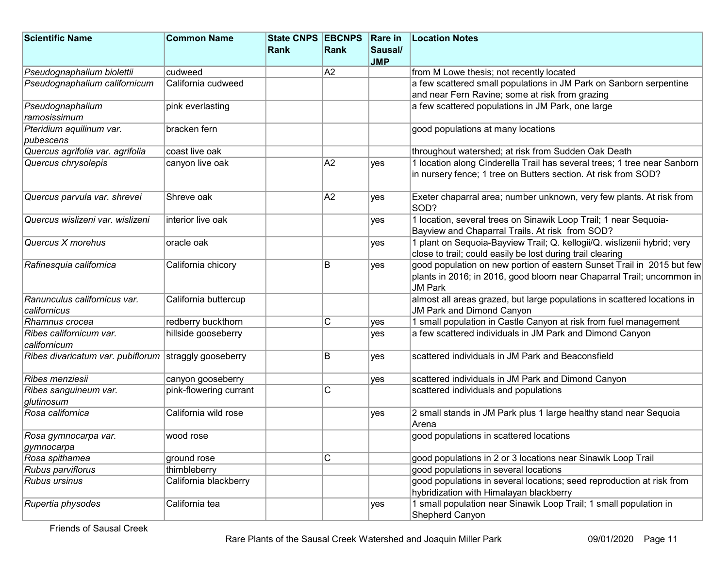| Scientific Name | Common Name | State CNPS Rank | EBCNPS Rank | Rare in Sausal/ JMP | Location Notes |
|---|---|---|---|---|---|
| *Pseudognaphalium biolettii* | cudweed | | A2 | | from M Lowe thesis; not recently located |
| *Pseudognaphalium californicum* | California cudweed | | | | a few scattered small populations in JM Park on Sanborn serpentine and near Fern Ravine; some at risk from grazing |
| *Pseudognaphalium ramosissimum* | pink everlasting | | | | a few scattered populations in JM Park, one large |
| *Pteridium aquilinum var. pubescens* | bracken fern | | | | good populations at many locations |
| *Quercus agrifolia var. agrifolia* | coast live oak | | | | throughout watershed; at risk from Sudden Oak Death |
| *Quercus chrysolepis* | canyon live oak | | A2 | yes | 1 location along Cinderella Trail has several trees; 1 tree near Sanborn in nursery fence; 1 tree on Butters section. At risk from SOD? |
| *Quercus parvula var. shrevei* | Shreve oak | | A2 | yes | Exeter chaparral area; number unknown, very few plants. At risk from SOD? |
| *Quercus wislizeni var. wislizeni* | interior live oak | | | yes | 1 location, several trees on Sinawik Loop Trail; 1 near Sequoia-Bayview and Chaparral Trails. At risk from SOD? |
| *Quercus X morehus* | oracle oak | | | yes | 1 plant on Sequoia-Bayview Trail; Q. kellogii/Q. wislizenii hybrid; very close to trail; could easily be lost during trail clearing |
| *Rafinesquia californica* | California chicory | | B | yes | good population on new portion of eastern Sunset Trail in 2015 but few plants in 2016; in 2016, good bloom near Chaparral Trail; uncommon in JM Park |
| *Ranunculus californicus var. californicus* | California buttercup | | | | almost all areas grazed, but large populations in scattered locations in JM Park and Dimond Canyon |
| *Rhamnus crocea* | redberry buckthorn | | C | yes | 1 small population in Castle Canyon at risk from fuel management |
| *Ribes californicum var. californicum* | hillside gooseberry | | | yes | a few scattered individuals in JM Park and Dimond Canyon |
| *Ribes divaricatum var. pubiflorum* | straggly gooseberry | | B | yes | scattered individuals in JM Park and Beaconsfield |
| *Ribes menziesii* | canyon gooseberry | | | yes | scattered individuals in JM Park and Dimond Canyon |
| *Ribes sanguineum var. glutinosum* | pink-flowering currant | | C | | scattered individuals and populations |
| *Rosa californica* | California wild rose | | | yes | 2 small stands in JM Park plus 1 large healthy stand near Sequoia Arena |
| *Rosa gymnocarpa var. gymnocarpa* | wood rose | | | | good populations in scattered locations |
| *Rosa spithamea* | ground rose | | C | | good populations in 2 or 3 locations near Sinawik Loop Trail |
| *Rubus parviflorus* | thimbleberry | | | | good populations in several locations |
| *Rubus ursinus* | California blackberry | | | | good populations in several locations; seed reproduction at risk from hybridization with Himalayan blackberry |
| *Rupertia physodes* | California tea | | | yes | 1 small population near Sinawik Loop Trail; 1 small population in Shepherd Canyon |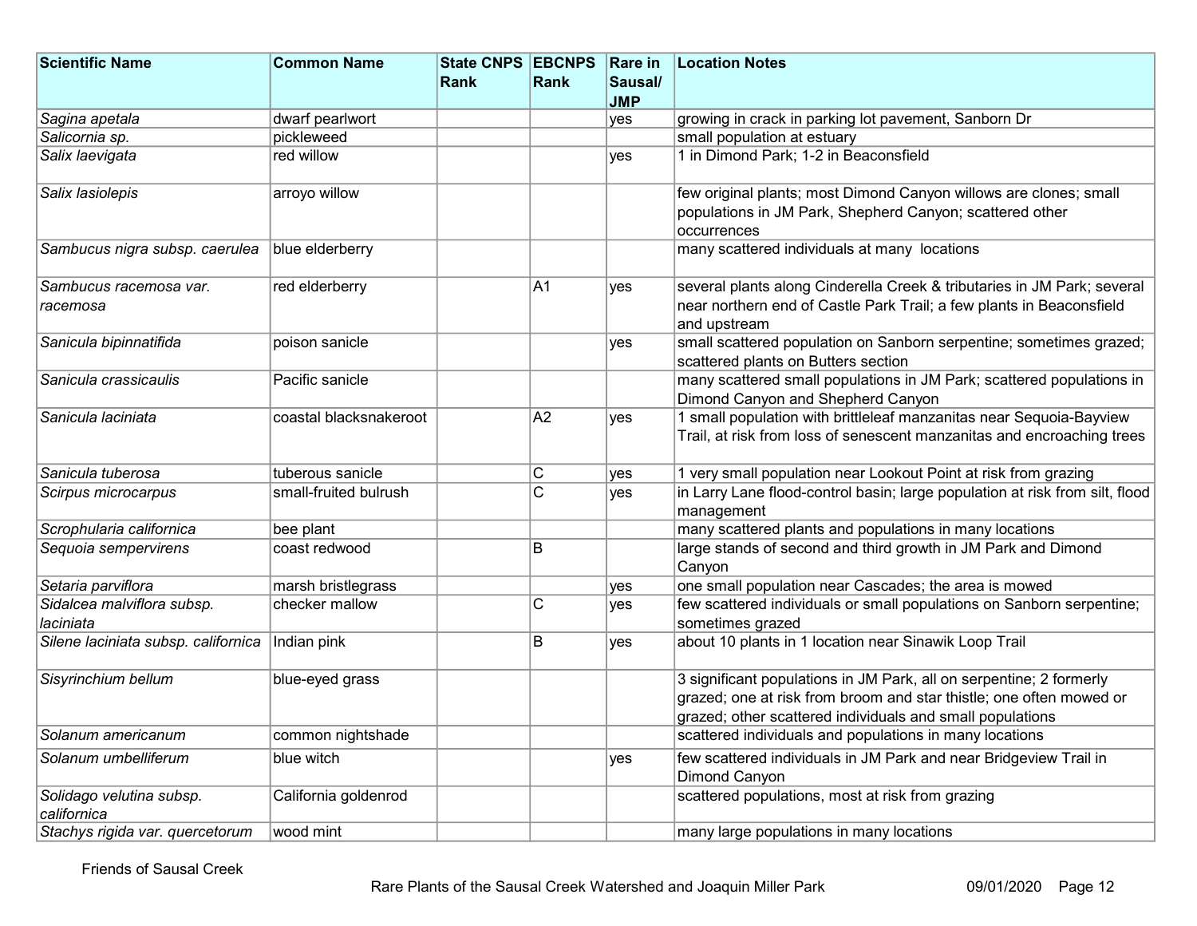| Scientific Name | Common Name | State CNPS Rank | EBCNPS Rank | Rare in Sausal/ JMP | Location Notes |
|---|---|---|---|---|---|
| *Sagina apetala* | dwarf pearlwort | | | yes | growing in crack in parking lot pavement, Sanborn Dr |
| *Salicornia sp.* | pickleweed | | | | small population at estuary |
| *Salix laevigata* | red willow | | | yes | 1 in Dimond Park; 1-2 in Beaconsfield |
| *Salix lasiolepis* | arroyo willow | | | | few original plants; most Dimond Canyon willows are clones; small populations in JM Park, Shepherd Canyon; scattered other occurrences |
| *Sambucus nigra subsp. caerulea* | blue elderberry | | | | many scattered individuals at many locations |
| *Sambucus racemosa var. racemosa* | red elderberry | | A1 | yes | several plants along Cinderella Creek & tributaries in JM Park; several near northern end of Castle Park Trail; a few plants in Beaconsfield and upstream |
| *Sanicula bipinnatifida* | poison sanicle | | | yes | small scattered population on Sanborn serpentine; sometimes grazed; scattered plants on Butters section |
| *Sanicula crassicaulis* | Pacific sanicle | | | | many scattered small populations in JM Park; scattered populations in Dimond Canyon and Shepherd Canyon |
| *Sanicula laciniata* | coastal blacksnakeroot | | A2 | yes | 1 small population with brittleleaf manzanitas near Sequoia-Bayview Trail, at risk from loss of senescent manzanitas and encroaching trees |
| *Sanicula tuberosa* | tuberous sanicle | | C | yes | 1 very small population near Lookout Point at risk from grazing |
| *Scirpus microcarpus* | small-fruited bulrush | | C | yes | in Larry Lane flood-control basin; large population at risk from silt, flood management |
| *Scrophularia californica* | bee plant | | | | many scattered plants and populations in many locations |
| *Sequoia sempervirens* | coast redwood | | B | | large stands of second and third growth in JM Park and Dimond Canyon |
| *Setaria parviflora* | marsh bristlegrass | | | yes | one small population near Cascades; the area is mowed |
| *Sidalcea malviflora subsp. laciniata* | checker mallow | | C | yes | few scattered individuals or small populations on Sanborn serpentine; sometimes grazed |
| *Silene laciniata subsp. californica* | Indian pink | | B | yes | about 10 plants in 1 location near Sinawik Loop Trail |
| *Sisyrinchium bellum* | blue-eyed grass | | | | 3 significant populations in JM Park, all on serpentine; 2 formerly grazed; one at risk from broom and star thistle; one often mowed or grazed; other scattered individuals and small populations |
| *Solanum americanum* | common nightshade | | | | scattered individuals and populations in many locations |
| *Solanum umbelliferum* | blue witch | | | yes | few scattered individuals in JM Park and near Bridgeview Trail in Dimond Canyon |
| *Solidago velutina subsp. californica* | California goldenrod | | | | scattered populations, most at risk from grazing |
| *Stachys rigida var. quercetorum* | wood mint | | | | many large populations in many locations |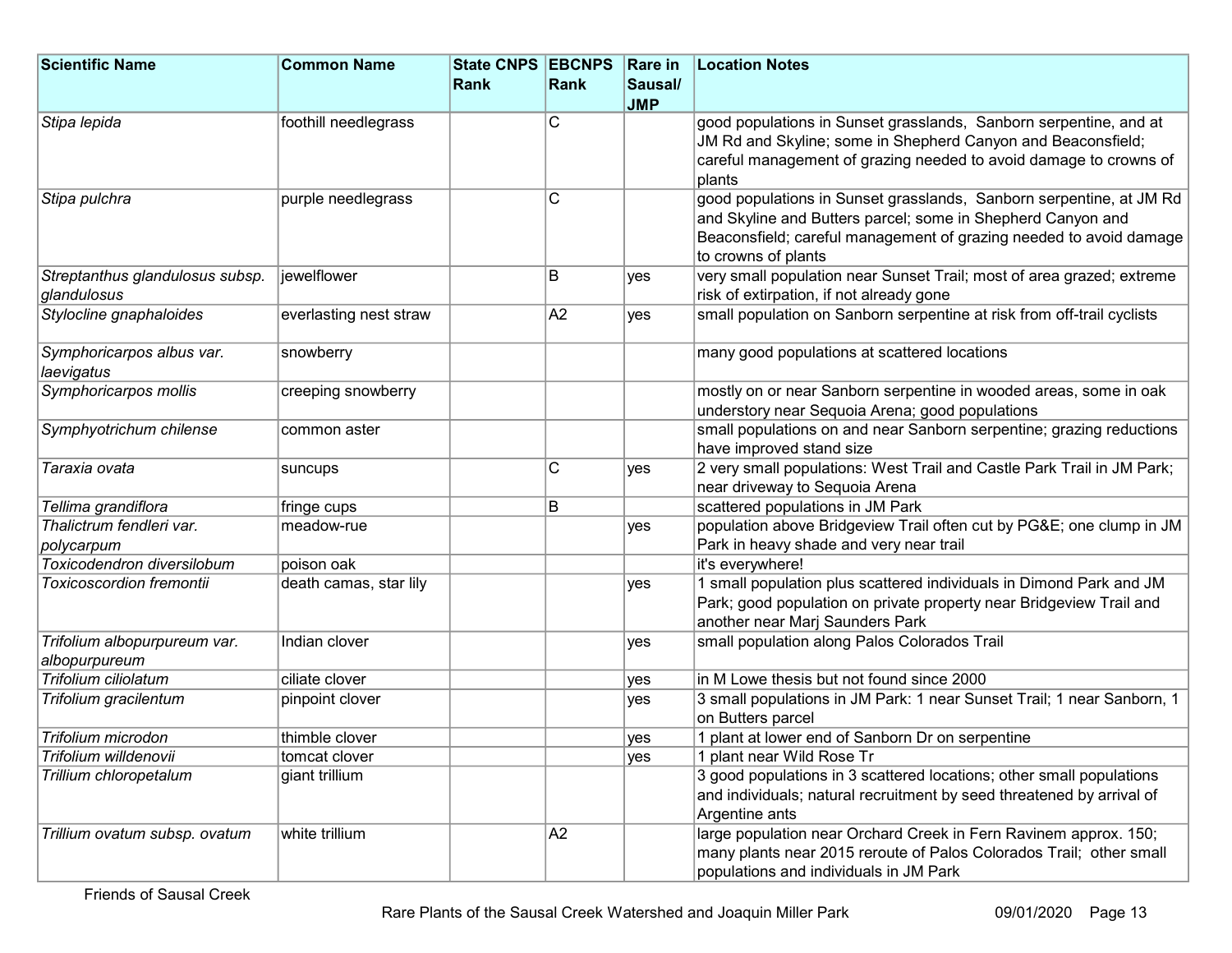| Scientific Name | Common Name | State CNPS Rank | EBCNPS Rank | Rare in Sausal/ JMP | Location Notes |
|---|---|---|---|---|---|
| *Stipa lepida* | foothill needlegrass | | C | | good populations in Sunset grasslands, Sanborn serpentine, and at JM Rd and Skyline; some in Shepherd Canyon and Beaconsfield; careful management of grazing needed to avoid damage to crowns of plants |
| *Stipa pulchra* | purple needlegrass | | C | | good populations in Sunset grasslands, Sanborn serpentine, at JM Rd and Skyline and Butters parcel; some in Shepherd Canyon and Beaconsfield; careful management of grazing needed to avoid damage to crowns of plants |
| *Streptanthus glandulosus subsp. glandulosus* | jewelflower | | B | yes | very small population near Sunset Trail; most of area grazed; extreme risk of extirpation, if not already gone |
| *Stylocline gnaphaloides* | everlasting nest straw | | A2 | yes | small population on Sanborn serpentine at risk from off-trail cyclists |
| *Symphoricarpos albus var. laevigatus* | snowberry | | | | many good populations at scattered locations |
| *Symphoricarpos mollis* | creeping snowberry | | | | mostly on or near Sanborn serpentine in wooded areas, some in oak understory near Sequoia Arena; good populations |
| *Symphyotrichum chilense* | common aster | | | | small populations on and near Sanborn serpentine; grazing reductions have improved stand size |
| *Taraxia ovata* | suncups | | C | yes | 2 very small populations: West Trail and Castle Park Trail in JM Park; near driveway to Sequoia Arena |
| *Tellima grandiflora* | fringe cups | | B | | scattered populations in JM Park |
| *Thalictrum fendleri var. polycarpum* | meadow-rue | | | yes | population above Bridgeview Trail often cut by PG&E; one clump in JM Park in heavy shade and very near trail |
| *Toxicodendron diversilobum* | poison oak | | | | it's everywhere! |
| *Toxicoscordion fremontii* | death camas, star lily | | | yes | 1 small population plus scattered individuals in Dimond Park and JM Park; good population on private property near Bridgeview Trail and another near Marj Saunders Park |
| *Trifolium albopurpureum var. albopurpureum* | Indian clover | | | yes | small population along Palos Colorados Trail |
| *Trifolium ciliolatum* | ciliate clover | | | yes | in M Lowe thesis but not found since 2000 |
| *Trifolium gracilentum* | pinpoint clover | | | yes | 3 small populations in JM Park: 1 near Sunset Trail; 1 near Sanborn, 1 on Butters parcel |
| *Trifolium microdon* | thimble clover | | | yes | 1 plant at lower end of Sanborn Dr on serpentine |
| *Trifolium willdenovii* | tomcat clover | | | yes | 1 plant near Wild Rose Tr |
| *Trillium chloropetalum* | giant trillium | | | | 3 good populations in 3 scattered locations; other small populations and individuals; natural recruitment by seed threatened by arrival of Argentine ants |
| *Trillium ovatum subsp. ovatum* | white trillium | | A2 | | large population near Orchard Creek in Fern Ravinem approx. 150; many plants near 2015 reroute of Palos Colorados Trail; other small populations and individuals in JM Park |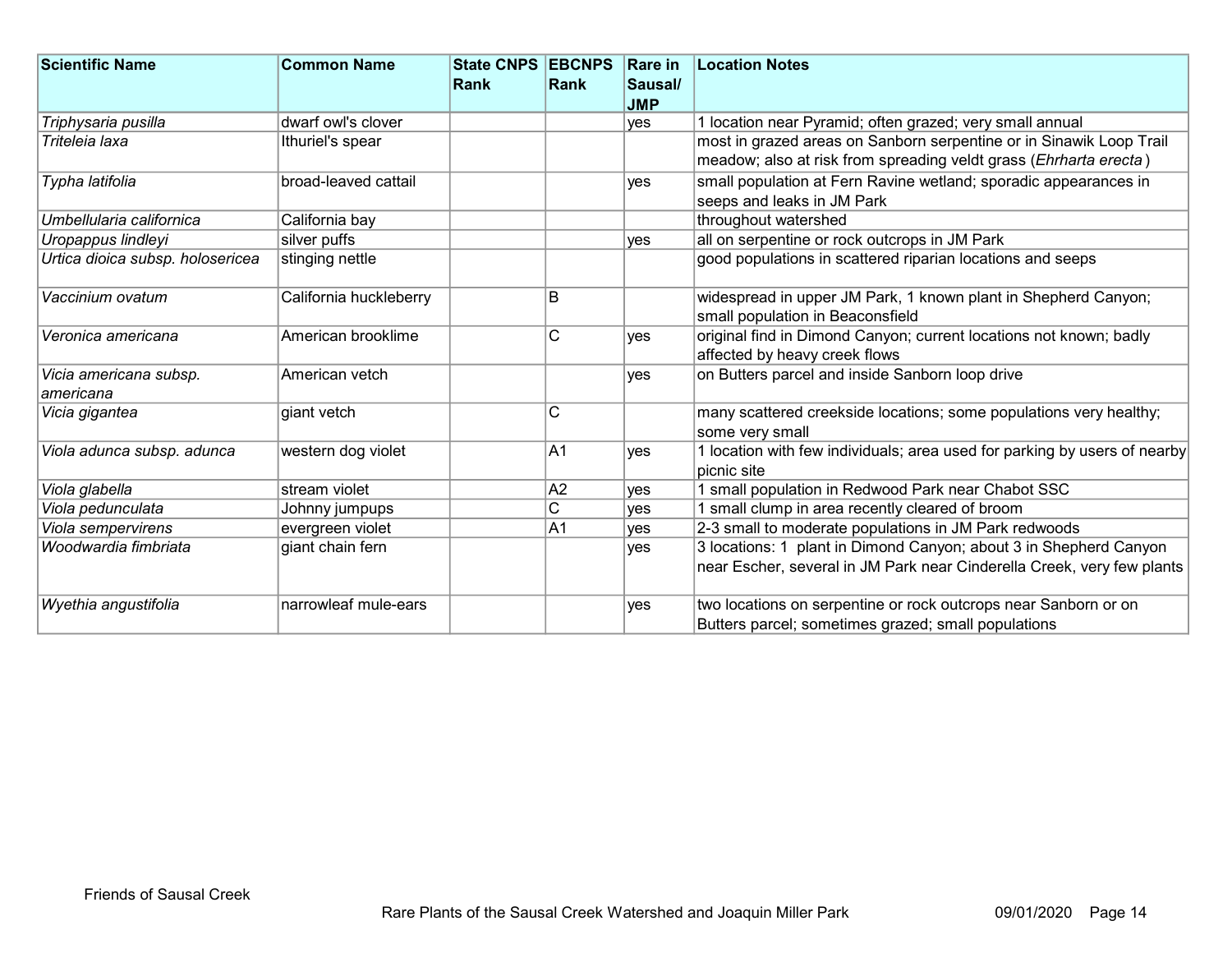| Scientific Name | Common Name | State CNPS Rank | EBCNPS Rank | Rare in Sausal/ JMP | Location Notes |
|---|---|---|---|---|---|
| *Triphysaria pusilla* | dwarf owl's clover | | | yes | 1 location near Pyramid; often grazed; very small annual |
| *Triteleia laxa* | Ithuriel's spear | | | | most in grazed areas on Sanborn serpentine or in Sinawik Loop Trail meadow; also at risk from spreading veldt grass (*Ehrharta erecta*) |
| *Typha latifolia* | broad-leaved cattail | | | yes | small population at Fern Ravine wetland; sporadic appearances in seeps and leaks in JM Park |
| *Umbellularia californica* | California bay | | | | throughout watershed |
| *Uropappus lindleyi* | silver puffs | | | yes | all on serpentine or rock outcrops in JM Park |
| *Urtica dioica subsp. holosericea* | stinging nettle | | | | good populations in scattered riparian locations and seeps |
| *Vaccinium ovatum* | California huckleberry | | B | | widespread in upper JM Park, 1 known plant in Shepherd Canyon; small population in Beaconsfield |
| *Veronica americana* | American brooklime | | C | yes | original find in Dimond Canyon; current locations not known; badly affected by heavy creek flows |
| *Vicia americana subsp. americana* | American vetch | | | yes | on Butters parcel and inside Sanborn loop drive |
| *Vicia gigantea* | giant vetch | | C | | many scattered creekside locations; some populations very healthy; some very small |
| *Viola adunca subsp. adunca* | western dog violet | | A1 | yes | 1 location with few individuals; area used for parking by users of nearby picnic site |
| *Viola glabella* | stream violet | | A2 | yes | 1 small population in Redwood Park near Chabot SSC |
| *Viola pedunculata* | Johnny jumpups | | C | yes | 1 small clump in area recently cleared of broom |
| *Viola sempervirens* | evergreen violet | | A1 | yes | 2-3 small to moderate populations in JM Park redwoods |
| *Woodwardia fimbriata* | giant chain fern | | | yes | 3 locations: 1 plant in Dimond Canyon; about 3 in Shepherd Canyon near Escher, several in JM Park near Cinderella Creek, very few plants |
| *Wyethia angustifolia* | narrowleaf mule-ears | | | yes | two locations on serpentine or rock outcrops near Sanborn or on Butters parcel; sometimes grazed; small populations |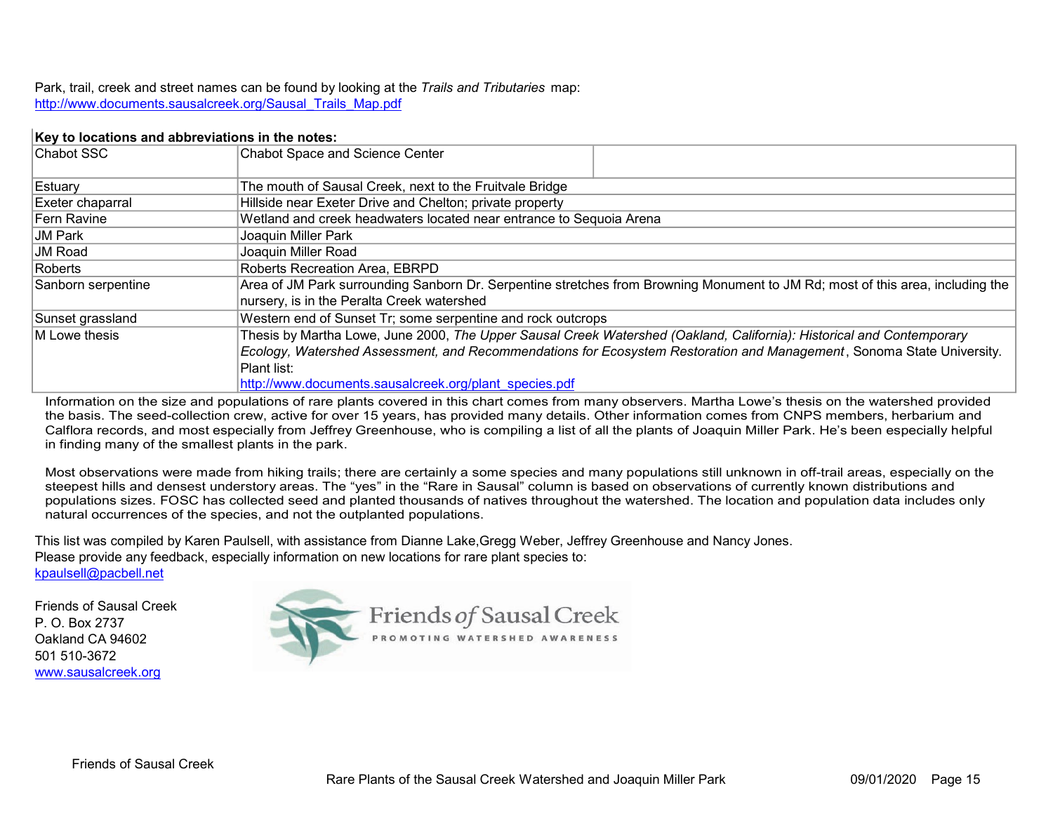Park, trail, creek and street names can be found by looking at the *Trails and Tributaries* map:
http://www.documents.sausalcreek.org/Sausal_Trails_Map.pdf

**Key to locations and abbreviations in the notes:**

| | |
|---|---|
| Chabot SSC | Chabot Space and Science Center |
| Estuary | The mouth of Sausal Creek, next to the Fruitvale Bridge |
| Exeter chaparral | Hillside near Exeter Drive and Chelton; private property |
| Fern Ravine | Wetland and creek headwaters located near entrance to Sequoia Arena |
| JM Park | Joaquin Miller Park |
| JM Road | Joaquin Miller Road |
| Roberts | Roberts Recreation Area, EBRPD |
| Sanborn serpentine | Area of JM Park surrounding Sanborn Dr. Serpentine stretches from Browning Monument to JM Rd; most of this area, including the nursery, is in the Peralta Creek watershed |
| Sunset grassland | Western end of Sunset Tr; some serpentine and rock outcrops |
| M Lowe thesis | Thesis by Martha Lowe, June 2000, *The Upper Sausal Creek Watershed (Oakland, California): Historical and Contemporary Ecology, Watershed Assessment, and Recommendations for Ecosystem Restoration and Management*, Sonoma State University. Plant list: http://www.documents.sausalcreek.org/plant_species.pdf |

Information on the size and populations of rare plants covered in this chart comes from many observers. Martha Lowe's thesis on the watershed provided the basis. The seed-collection crew, active for over 15 years, has provided many details. Other information comes from CNPS members, herbarium and Calflora records, and most especially from Jeffrey Greenhouse, who is compiling a list of all the plants of Joaquin Miller Park. He's been especially helpful in finding many of the smallest plants in the park.

Most observations were made from hiking trails; there are certainly a some species and many populations still unknown in off-trail areas, especially on the steepest hills and densest understory areas. The "yes" in the "Rare in Sausal" column is based on observations of currently known distributions and populations sizes. FOSC has collected seed and planted thousands of natives throughout the watershed. The location and population data includes only natural occurrences of the species, and not the outplanted populations.

This list was compiled by Karen Paulsell, with assistance from Dianne Lake,Gregg Weber, Jeffrey Greenhouse and Nancy Jones.
Please provide any feedback, especially information on new locations for rare plant species to:
kpaulsell@pacbell.net

Friends of Sausal Creek
P. O. Box 2737
Oakland CA 94602
501 510-3672
www.sausalcreek.org

Friends of Sausal Creek
PROMOTING WATERSHED AWARENESS